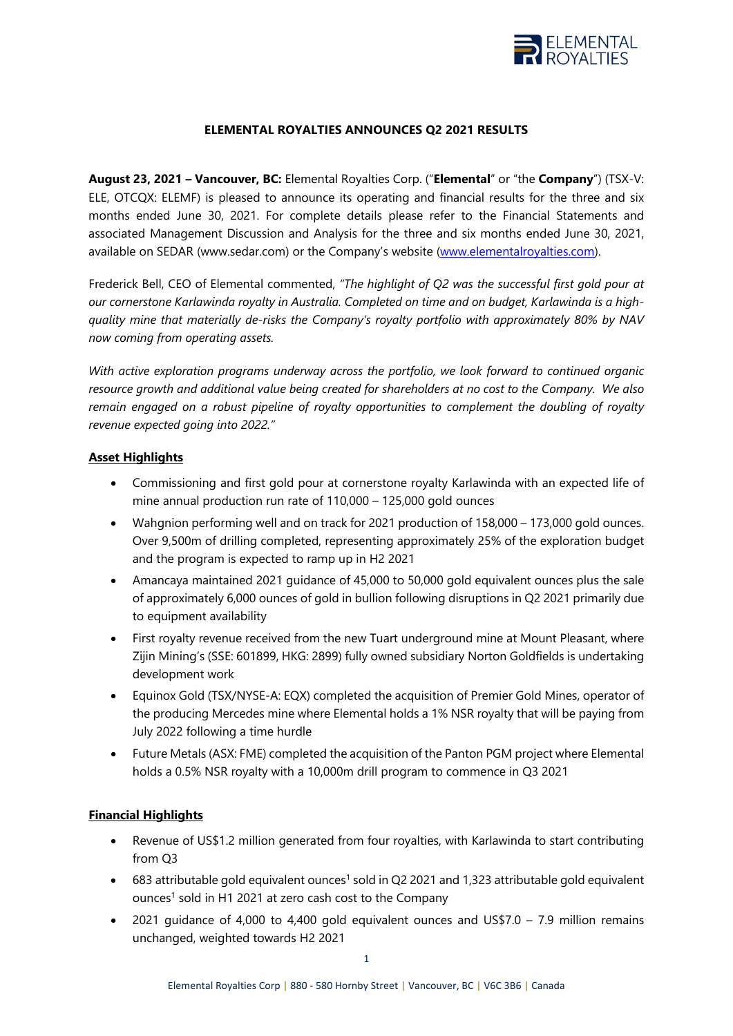# ELEMENTAL ROYALTIES ANNOUNCES Q2 2021 RESULTS

**August 23, 2021 – Vancouver, BC:** Elemental Royalties Corp. ("**Elemental**" or "the **Company**") (TSX-V: ELE, OTCQX: ELEMF) is pleased to announce its operating and financial results for the three and six months ended June 30, 2021. For complete details please refer to the Financial Statements and associated Management Discussion and Analysis for the three and six months ended June 30, 2021, available on SEDAR (www.sedar.com) or the Company's website (www.elementalroyalties.com).

Frederick Bell, CEO of Elemental commented, *"The highlight of Q2 was the successful first gold pour at our cornerstone Karlawinda royalty in Australia. Completed on time and on budget, Karlawinda is a high-quality mine that materially de-risks the Company's royalty portfolio with approximately 80% by NAV now coming from operating assets.*

*With active exploration programs underway across the portfolio, we look forward to continued organic resource growth and additional value being created for shareholders at no cost to the Company. We also remain engaged on a robust pipeline of royalty opportunities to complement the doubling of royalty revenue expected going into 2022."*

## Asset Highlights

- Commissioning and first gold pour at cornerstone royalty Karlawinda with an expected life of mine annual production run rate of 110,000 – 125,000 gold ounces
- Wahgnion performing well and on track for 2021 production of 158,000 – 173,000 gold ounces. Over 9,500m of drilling completed, representing approximately 25% of the exploration budget and the program is expected to ramp up in H2 2021
- Amancaya maintained 2021 guidance of 45,000 to 50,000 gold equivalent ounces plus the sale of approximately 6,000 ounces of gold in bullion following disruptions in Q2 2021 primarily due to equipment availability
- First royalty revenue received from the new Tuart underground mine at Mount Pleasant, where Zijin Mining's (SSE: 601899, HKG: 2899) fully owned subsidiary Norton Goldfields is undertaking development work
- Equinox Gold (TSX/NYSE-A: EQX) completed the acquisition of Premier Gold Mines, operator of the producing Mercedes mine where Elemental holds a 1% NSR royalty that will be paying from July 2022 following a time hurdle
- Future Metals (ASX: FME) completed the acquisition of the Panton PGM project where Elemental holds a 0.5% NSR royalty with a 10,000m drill program to commence in Q3 2021

## Financial Highlights

- Revenue of US$1.2 million generated from four royalties, with Karlawinda to start contributing from Q3
- 683 attributable gold equivalent ounces[1] sold in Q2 2021 and 1,323 attributable gold equivalent ounces[1] sold in H1 2021 at zero cash cost to the Company
- 2021 guidance of 4,000 to 4,400 gold equivalent ounces and US$7.0 – 7.9 million remains unchanged, weighted towards H2 2021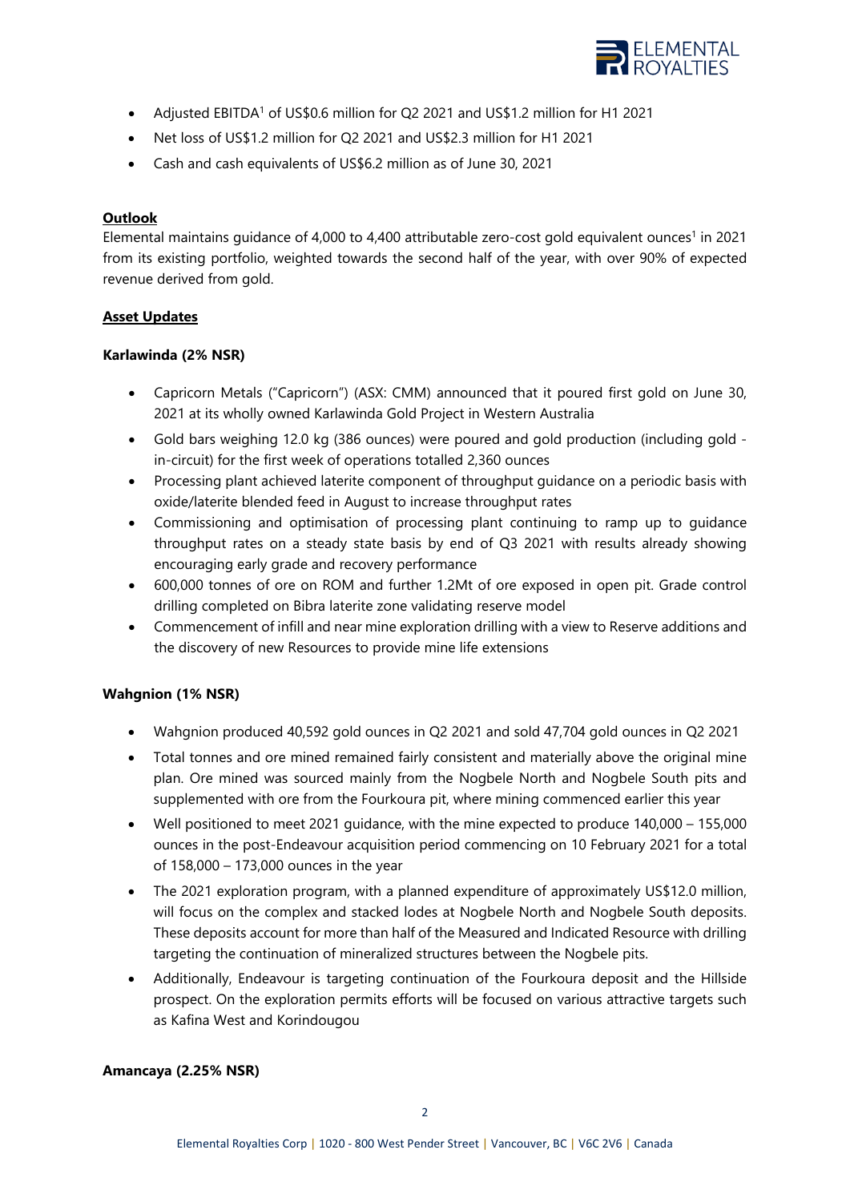- Adjusted EBITDA[1] of US$0.6 million for Q2 2021 and US$1.2 million for H1 2021
- Net loss of US$1.2 million for Q2 2021 and US$2.3 million for H1 2021
- Cash and cash equivalents of US$6.2 million as of June 30, 2021

**Outlook**

Elemental maintains guidance of 4,000 to 4,400 attributable zero-cost gold equivalent ounces[1] in 2021 from its existing portfolio, weighted towards the second half of the year, with over 90% of expected revenue derived from gold.

**Asset Updates**

**Karlawinda (2% NSR)**

- Capricorn Metals ("Capricorn") (ASX: CMM) announced that it poured first gold on June 30, 2021 at its wholly owned Karlawinda Gold Project in Western Australia
- Gold bars weighing 12.0 kg (386 ounces) were poured and gold production (including gold - in-circuit) for the first week of operations totalled 2,360 ounces
- Processing plant achieved laterite component of throughput guidance on a periodic basis with oxide/laterite blended feed in August to increase throughput rates
- Commissioning and optimisation of processing plant continuing to ramp up to guidance throughput rates on a steady state basis by end of Q3 2021 with results already showing encouraging early grade and recovery performance
- 600,000 tonnes of ore on ROM and further 1.2Mt of ore exposed in open pit. Grade control drilling completed on Bibra laterite zone validating reserve model
- Commencement of infill and near mine exploration drilling with a view to Reserve additions and the discovery of new Resources to provide mine life extensions

**Wahgnion (1% NSR)**

- Wahgnion produced 40,592 gold ounces in Q2 2021 and sold 47,704 gold ounces in Q2 2021
- Total tonnes and ore mined remained fairly consistent and materially above the original mine plan. Ore mined was sourced mainly from the Nogbele North and Nogbele South pits and supplemented with ore from the Fourkoura pit, where mining commenced earlier this year
- Well positioned to meet 2021 guidance, with the mine expected to produce 140,000 – 155,000 ounces in the post-Endeavour acquisition period commencing on 10 February 2021 for a total of 158,000 – 173,000 ounces in the year
- The 2021 exploration program, with a planned expenditure of approximately US$12.0 million, will focus on the complex and stacked lodes at Nogbele North and Nogbele South deposits. These deposits account for more than half of the Measured and Indicated Resource with drilling targeting the continuation of mineralized structures between the Nogbele pits.
- Additionally, Endeavour is targeting continuation of the Fourkoura deposit and the Hillside prospect. On the exploration permits efforts will be focused on various attractive targets such as Kafina West and Korindougou

**Amancaya (2.25% NSR)**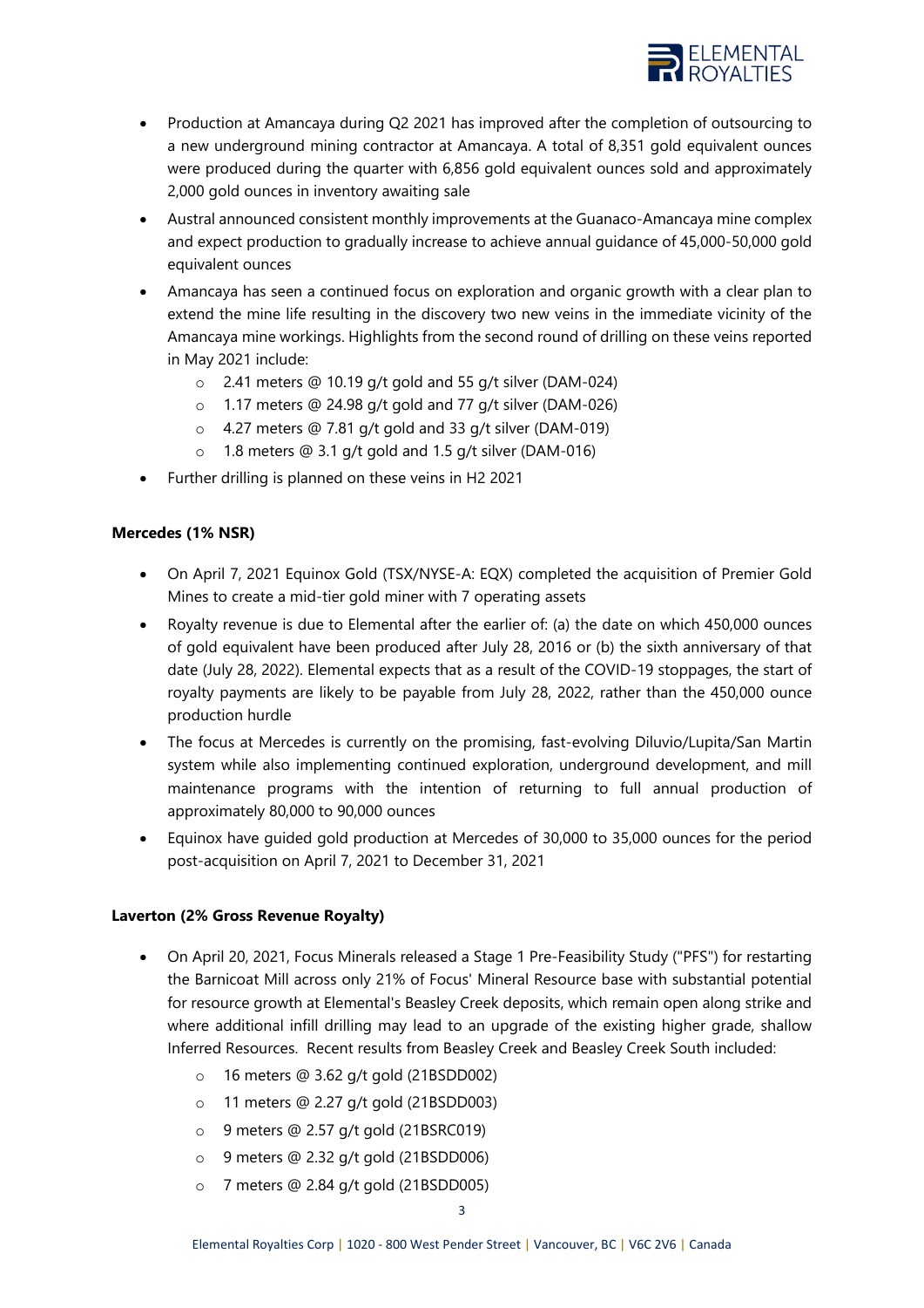- Production at Amancaya during Q2 2021 has improved after the completion of outsourcing to a new underground mining contractor at Amancaya. A total of 8,351 gold equivalent ounces were produced during the quarter with 6,856 gold equivalent ounces sold and approximately 2,000 gold ounces in inventory awaiting sale
- Austral announced consistent monthly improvements at the Guanaco-Amancaya mine complex and expect production to gradually increase to achieve annual guidance of 45,000-50,000 gold equivalent ounces
- Amancaya has seen a continued focus on exploration and organic growth with a clear plan to extend the mine life resulting in the discovery two new veins in the immediate vicinity of the Amancaya mine workings. Highlights from the second round of drilling on these veins reported in May 2021 include:
    - 2.41 meters @ 10.19 g/t gold and 55 g/t silver (DAM-024)
    - 1.17 meters @ 24.98 g/t gold and 77 g/t silver (DAM-026)
    - 4.27 meters @ 7.81 g/t gold and 33 g/t silver (DAM-019)
    - 1.8 meters @ 3.1 g/t gold and 1.5 g/t silver (DAM-016)
- Further drilling is planned on these veins in H2 2021

**Mercedes (1% NSR)**

- On April 7, 2021 Equinox Gold (TSX/NYSE-A: EQX) completed the acquisition of Premier Gold Mines to create a mid-tier gold miner with 7 operating assets
- Royalty revenue is due to Elemental after the earlier of: (a) the date on which 450,000 ounces of gold equivalent have been produced after July 28, 2016 or (b) the sixth anniversary of that date (July 28, 2022). Elemental expects that as a result of the COVID-19 stoppages, the start of royalty payments are likely to be payable from July 28, 2022, rather than the 450,000 ounce production hurdle
- The focus at Mercedes is currently on the promising, fast-evolving Diluvio/Lupita/San Martin system while also implementing continued exploration, underground development, and mill maintenance programs with the intention of returning to full annual production of approximately 80,000 to 90,000 ounces
- Equinox have guided gold production at Mercedes of 30,000 to 35,000 ounces for the period post-acquisition on April 7, 2021 to December 31, 2021

**Laverton (2% Gross Revenue Royalty)**

- On April 20, 2021, Focus Minerals released a Stage 1 Pre-Feasibility Study ("PFS") for restarting the Barnicoat Mill across only 21% of Focus' Mineral Resource base with substantial potential for resource growth at Elemental's Beasley Creek deposits, which remain open along strike and where additional infill drilling may lead to an upgrade of the existing higher grade, shallow Inferred Resources. Recent results from Beasley Creek and Beasley Creek South included:
    - 16 meters @ 3.62 g/t gold (21BSDD002)
    - 11 meters @ 2.27 g/t gold (21BSDD003)
    - 9 meters @ 2.57 g/t gold (21BSRC019)
    - 9 meters @ 2.32 g/t gold (21BSDD006)
    - 7 meters @ 2.84 g/t gold (21BSDD005)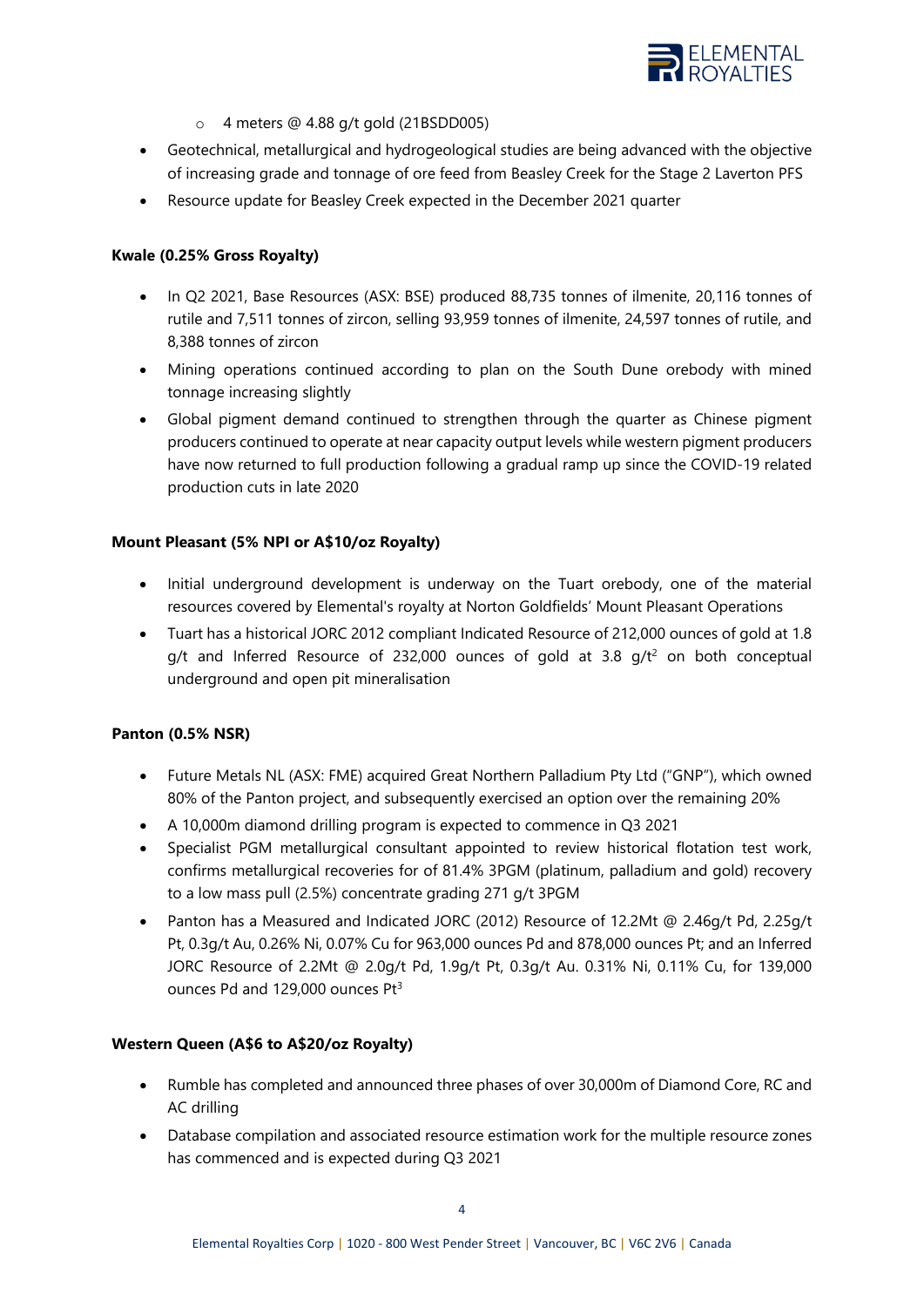- 4 meters @ 4.88 g/t gold (21BSDD005)

- Geotechnical, metallurgical and hydrogeological studies are being advanced with the objective of increasing grade and tonnage of ore feed from Beasley Creek for the Stage 2 Laverton PFS
- Resource update for Beasley Creek expected in the December 2021 quarter

**Kwale (0.25% Gross Royalty)**

- In Q2 2021, Base Resources (ASX: BSE) produced 88,735 tonnes of ilmenite, 20,116 tonnes of rutile and 7,511 tonnes of zircon, selling 93,959 tonnes of ilmenite, 24,597 tonnes of rutile, and 8,388 tonnes of zircon
- Mining operations continued according to plan on the South Dune orebody with mined tonnage increasing slightly
- Global pigment demand continued to strengthen through the quarter as Chinese pigment producers continued to operate at near capacity output levels while western pigment producers have now returned to full production following a gradual ramp up since the COVID-19 related production cuts in late 2020

**Mount Pleasant (5% NPI or A$10/oz Royalty)**

- Initial underground development is underway on the Tuart orebody, one of the material resources covered by Elemental's royalty at Norton Goldfields' Mount Pleasant Operations
- Tuart has a historical JORC 2012 compliant Indicated Resource of 212,000 ounces of gold at 1.8 g/t and Inferred Resource of 232,000 ounces of gold at 3.8 g/t[2] on both conceptual underground and open pit mineralisation

**Panton (0.5% NSR)**

- Future Metals NL (ASX: FME) acquired Great Northern Palladium Pty Ltd ("GNP"), which owned 80% of the Panton project, and subsequently exercised an option over the remaining 20%
- A 10,000m diamond drilling program is expected to commence in Q3 2021
- Specialist PGM metallurgical consultant appointed to review historical flotation test work, confirms metallurgical recoveries for of 81.4% 3PGM (platinum, palladium and gold) recovery to a low mass pull (2.5%) concentrate grading 271 g/t 3PGM
- Panton has a Measured and Indicated JORC (2012) Resource of 12.2Mt @ 2.46g/t Pd, 2.25g/t Pt, 0.3g/t Au, 0.26% Ni, 0.07% Cu for 963,000 ounces Pd and 878,000 ounces Pt; and an Inferred JORC Resource of 2.2Mt @ 2.0g/t Pd, 1.9g/t Pt, 0.3g/t Au. 0.31% Ni, 0.11% Cu, for 139,000 ounces Pd and 129,000 ounces Pt[3]

**Western Queen (A$6 to A$20/oz Royalty)**

- Rumble has completed and announced three phases of over 30,000m of Diamond Core, RC and AC drilling
- Database compilation and associated resource estimation work for the multiple resource zones has commenced and is expected during Q3 2021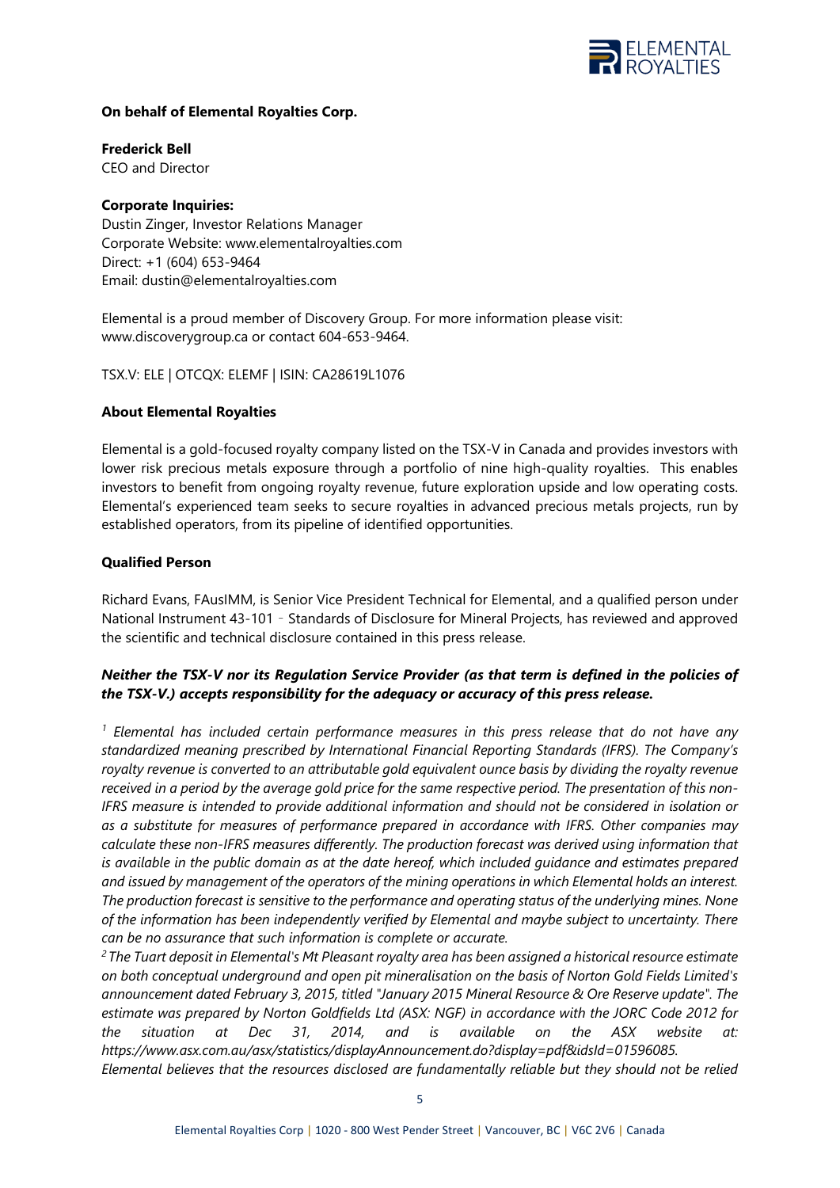**On behalf of Elemental Royalties Corp.**

**Frederick Bell**
CEO and Director

**Corporate Inquiries:**
Dustin Zinger, Investor Relations Manager
Corporate Website: www.elementalroyalties.com
Direct: +1 (604) 653-9464
Email: dustin@elementalroyalties.com

Elemental is a proud member of Discovery Group. For more information please visit: www.discoverygroup.ca or contact 604-653-9464.

TSX.V: ELE | OTCQX: ELEMF | ISIN: CA28619L1076

**About Elemental Royalties**

Elemental is a gold-focused royalty company listed on the TSX-V in Canada and provides investors with lower risk precious metals exposure through a portfolio of nine high-quality royalties. This enables investors to benefit from ongoing royalty revenue, future exploration upside and low operating costs. Elemental's experienced team seeks to secure royalties in advanced precious metals projects, run by established operators, from its pipeline of identified opportunities.

**Qualified Person**

Richard Evans, FAusIMM, is Senior Vice President Technical for Elemental, and a qualified person under National Instrument 43-101 – Standards of Disclosure for Mineral Projects, has reviewed and approved the scientific and technical disclosure contained in this press release.

***Neither the TSX-V nor its Regulation Service Provider (as that term is defined in the policies of the TSX-V.) accepts responsibility for the adequacy or accuracy of this press release.***

*[1] Elemental has included certain performance measures in this press release that do not have any standardized meaning prescribed by International Financial Reporting Standards (IFRS). The Company's royalty revenue is converted to an attributable gold equivalent ounce basis by dividing the royalty revenue received in a period by the average gold price for the same respective period. The presentation of this non-IFRS measure is intended to provide additional information and should not be considered in isolation or as a substitute for measures of performance prepared in accordance with IFRS. Other companies may calculate these non-IFRS measures differently. The production forecast was derived using information that is available in the public domain as at the date hereof, which included guidance and estimates prepared and issued by management of the operators of the mining operations in which Elemental holds an interest. The production forecast is sensitive to the performance and operating status of the underlying mines. None of the information has been independently verified by Elemental and maybe subject to uncertainty. There can be no assurance that such information is complete or accurate.*

*[2] The Tuart deposit in Elemental's Mt Pleasant royalty area has been assigned a historical resource estimate on both conceptual underground and open pit mineralisation on the basis of Norton Gold Fields Limited's announcement dated February 3, 2015, titled "January 2015 Mineral Resource & Ore Reserve update". The estimate was prepared by Norton Goldfields Ltd (ASX: NGF) in accordance with the JORC Code 2012 for the situation at Dec 31, 2014, and is available on the ASX website at: https://www.asx.com.au/asx/statistics/displayAnnouncement.do?display=pdf&idsId=01596085.*
*Elemental believes that the resources disclosed are fundamentally reliable but they should not be relied*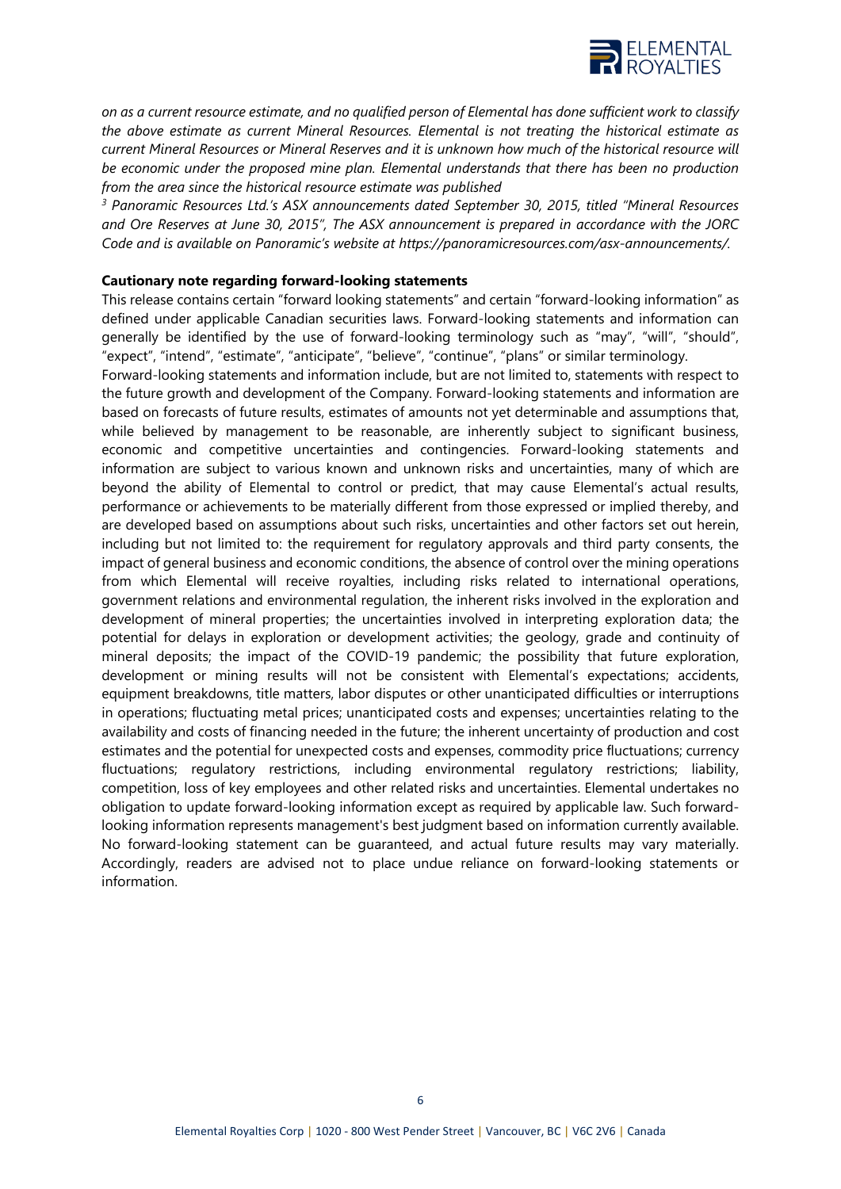*on as a current resource estimate, and no qualified person of Elemental has done sufficient work to classify the above estimate as current Mineral Resources. Elemental is not treating the historical estimate as current Mineral Resources or Mineral Reserves and it is unknown how much of the historical resource will be economic under the proposed mine plan. Elemental understands that there has been no production from the area since the historical resource estimate was published*

[3] *Panoramic Resources Ltd.'s ASX announcements dated September 30, 2015, titled "Mineral Resources and Ore Reserves at June 30, 2015", The ASX announcement is prepared in accordance with the JORC Code and is available on Panoramic's website at https://panoramicresources.com/asx-announcements/.*

**Cautionary note regarding forward-looking statements**

This release contains certain "forward looking statements" and certain "forward-looking information" as defined under applicable Canadian securities laws. Forward-looking statements and information can generally be identified by the use of forward-looking terminology such as "may", "will", "should", "expect", "intend", "estimate", "anticipate", "believe", "continue", "plans" or similar terminology.

Forward-looking statements and information include, but are not limited to, statements with respect to the future growth and development of the Company. Forward-looking statements and information are based on forecasts of future results, estimates of amounts not yet determinable and assumptions that, while believed by management to be reasonable, are inherently subject to significant business, economic and competitive uncertainties and contingencies. Forward-looking statements and information are subject to various known and unknown risks and uncertainties, many of which are beyond the ability of Elemental to control or predict, that may cause Elemental's actual results, performance or achievements to be materially different from those expressed or implied thereby, and are developed based on assumptions about such risks, uncertainties and other factors set out herein, including but not limited to: the requirement for regulatory approvals and third party consents, the impact of general business and economic conditions, the absence of control over the mining operations from which Elemental will receive royalties, including risks related to international operations, government relations and environmental regulation, the inherent risks involved in the exploration and development of mineral properties; the uncertainties involved in interpreting exploration data; the potential for delays in exploration or development activities; the geology, grade and continuity of mineral deposits; the impact of the COVID-19 pandemic; the possibility that future exploration, development or mining results will not be consistent with Elemental's expectations; accidents, equipment breakdowns, title matters, labor disputes or other unanticipated difficulties or interruptions in operations; fluctuating metal prices; unanticipated costs and expenses; uncertainties relating to the availability and costs of financing needed in the future; the inherent uncertainty of production and cost estimates and the potential for unexpected costs and expenses, commodity price fluctuations; currency fluctuations; regulatory restrictions, including environmental regulatory restrictions; liability, competition, loss of key employees and other related risks and uncertainties. Elemental undertakes no obligation to update forward-looking information except as required by applicable law. Such forward-looking information represents management's best judgment based on information currently available. No forward-looking statement can be guaranteed, and actual future results may vary materially. Accordingly, readers are advised not to place undue reliance on forward-looking statements or information.